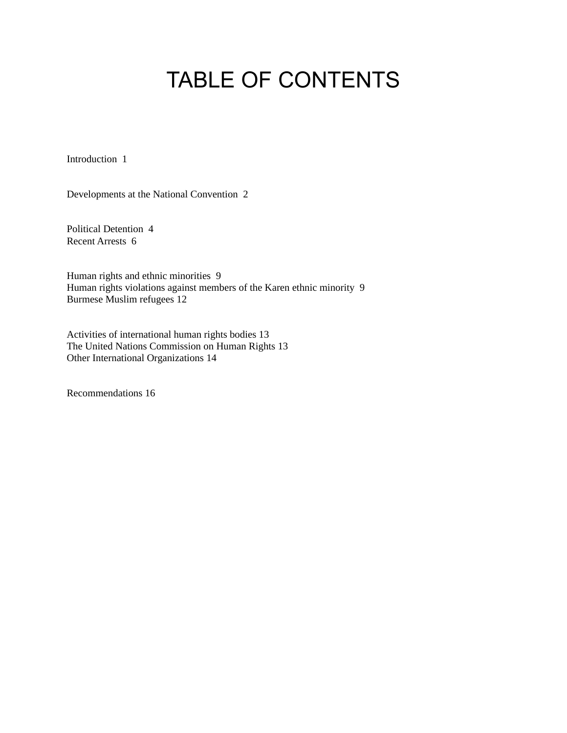# TABLE OF CONTENTS

Introduction 1

Developments at the National Convention 2

Political Detention 4
Recent Arrests 6

Human rights and ethnic minorities 9
Human rights violations against members of the Karen ethnic minority 9
Burmese Muslim refugees 12

Activities of international human rights bodies 13
The United Nations Commission on Human Rights 13
Other International Organizations 14

Recommendations 16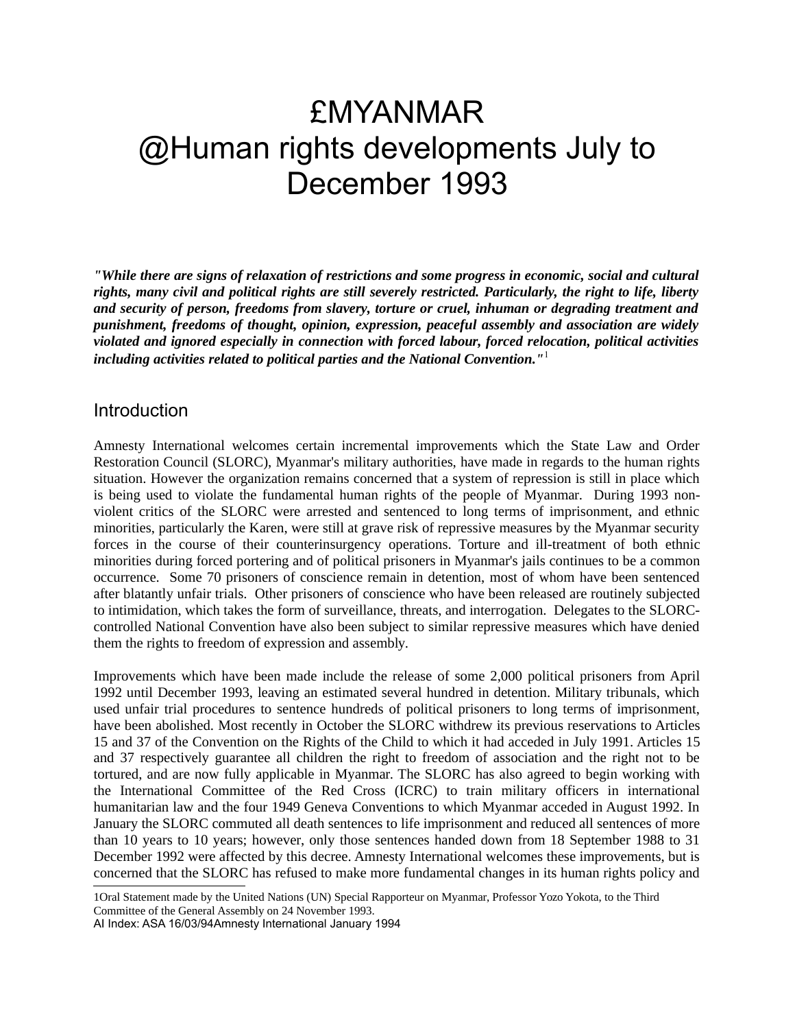# £MYANMAR
# @Human rights developments July to December 1993

***"While there are signs of relaxation of restrictions and some progress in economic, social and cultural rights, many civil and political rights are still severely restricted. Particularly, the right to life, liberty and security of person, freedoms from slavery, torture or cruel, inhuman or degrading treatment and punishment, freedoms of thought, opinion, expression, peaceful assembly and association are widely violated and ignored especially in connection with forced labour, forced relocation, political activities including activities related to political parties and the National Convention."***[1]

## Introduction

Amnesty International welcomes certain incremental improvements which the State Law and Order Restoration Council (SLORC), Myanmar's military authorities, have made in regards to the human rights situation. However the organization remains concerned that a system of repression is still in place which is being used to violate the fundamental human rights of the people of Myanmar. During 1993 non-violent critics of the SLORC were arrested and sentenced to long terms of imprisonment, and ethnic minorities, particularly the Karen, were still at grave risk of repressive measures by the Myanmar security forces in the course of their counterinsurgency operations. Torture and ill-treatment of both ethnic minorities during forced portering and of political prisoners in Myanmar's jails continues to be a common occurrence. Some 70 prisoners of conscience remain in detention, most of whom have been sentenced after blatantly unfair trials. Other prisoners of conscience who have been released are routinely subjected to intimidation, which takes the form of surveillance, threats, and interrogation. Delegates to the SLORC-controlled National Convention have also been subject to similar repressive measures which have denied them the rights to freedom of expression and assembly.

Improvements which have been made include the release of some 2,000 political prisoners from April 1992 until December 1993, leaving an estimated several hundred in detention. Military tribunals, which used unfair trial procedures to sentence hundreds of political prisoners to long terms of imprisonment, have been abolished. Most recently in October the SLORC withdrew its previous reservations to Articles 15 and 37 of the Convention on the Rights of the Child to which it had acceded in July 1991. Articles 15 and 37 respectively guarantee all children the right to freedom of association and the right not to be tortured, and are now fully applicable in Myanmar. The SLORC has also agreed to begin working with the International Committee of the Red Cross (ICRC) to train military officers in international humanitarian law and the four 1949 Geneva Conventions to which Myanmar acceded in August 1992. In January the SLORC commuted all death sentences to life imprisonment and reduced all sentences of more than 10 years to 10 years; however, only those sentences handed down from 18 September 1988 to 31 December 1992 were affected by this decree. Amnesty International welcomes these improvements, but is concerned that the SLORC has refused to make more fundamental changes in its human rights policy and

---

[1] Oral Statement made by the United Nations (UN) Special Rapporteur on Myanmar, Professor Yozo Yokota, to the Third Committee of the General Assembly on 24 November 1993.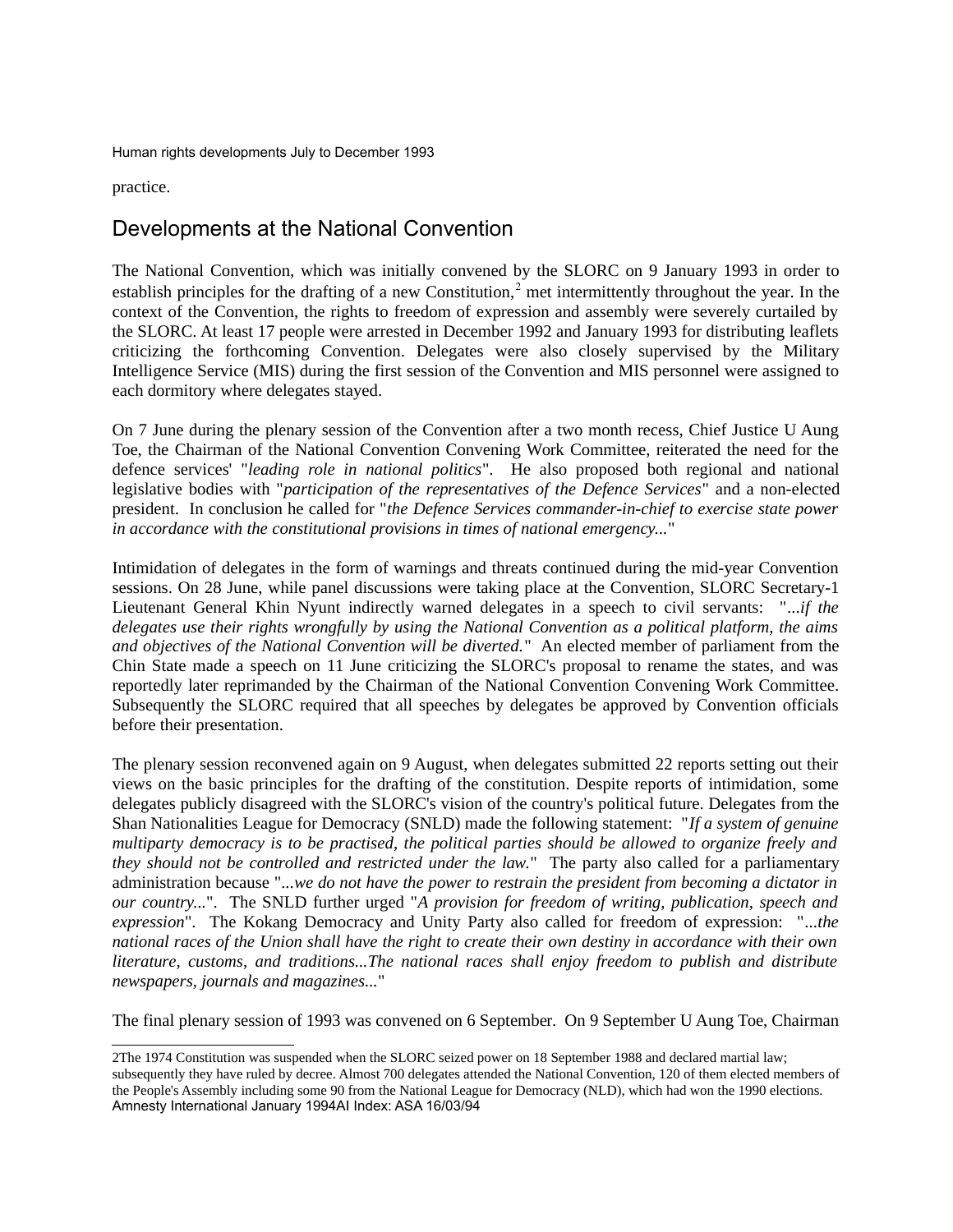practice.

## Developments at the National Convention

The National Convention, which was initially convened by the SLORC on 9 January 1993 in order to establish principles for the drafting of a new Constitution,[2] met intermittently throughout the year. In the context of the Convention, the rights to freedom of expression and assembly were severely curtailed by the SLORC. At least 17 people were arrested in December 1992 and January 1993 for distributing leaflets criticizing the forthcoming Convention. Delegates were also closely supervised by the Military Intelligence Service (MIS) during the first session of the Convention and MIS personnel were assigned to each dormitory where delegates stayed.

On 7 June during the plenary session of the Convention after a two month recess, Chief Justice U Aung Toe, the Chairman of the National Convention Convening Work Committee, reiterated the need for the defence services' "*leading role in national politics*". He also proposed both regional and national legislative bodies with "*participation of the representatives of the Defence Services*" and a non-elected president. In conclusion he called for "*the Defence Services commander-in-chief to exercise state power in accordance with the constitutional provisions in times of national emergency...*"

Intimidation of delegates in the form of warnings and threats continued during the mid-year Convention sessions. On 28 June, while panel discussions were taking place at the Convention, SLORC Secretary-1 Lieutenant General Khin Nyunt indirectly warned delegates in a speech to civil servants: "*...if the delegates use their rights wrongfully by using the National Convention as a political platform, the aims and objectives of the National Convention will be diverted.*" An elected member of parliament from the Chin State made a speech on 11 June criticizing the SLORC's proposal to rename the states, and was reportedly later reprimanded by the Chairman of the National Convention Convening Work Committee. Subsequently the SLORC required that all speeches by delegates be approved by Convention officials before their presentation.

The plenary session reconvened again on 9 August, when delegates submitted 22 reports setting out their views on the basic principles for the drafting of the constitution. Despite reports of intimidation, some delegates publicly disagreed with the SLORC's vision of the country's political future. Delegates from the Shan Nationalities League for Democracy (SNLD) made the following statement: "*If a system of genuine multiparty democracy is to be practised, the political parties should be allowed to organize freely and they should not be controlled and restricted under the law.*" The party also called for a parliamentary administration because "*...we do not have the power to restrain the president from becoming a dictator in our country...*". The SNLD further urged "*A provision for freedom of writing, publication, speech and expression*". The Kokang Democracy and Unity Party also called for freedom of expression: "*...the national races of the Union shall have the right to create their own destiny in accordance with their own literature, customs, and traditions...The national races shall enjoy freedom to publish and distribute newspapers, journals and magazines...*"

The final plenary session of 1993 was convened on 6 September. On 9 September U Aung Toe, Chairman

---

[2] The 1974 Constitution was suspended when the SLORC seized power on 18 September 1988 and declared martial law; subsequently they have ruled by decree. Almost 700 delegates attended the National Convention, 120 of them elected members of the People's Assembly including some 90 from the National League for Democracy (NLD), which had won the 1990 elections.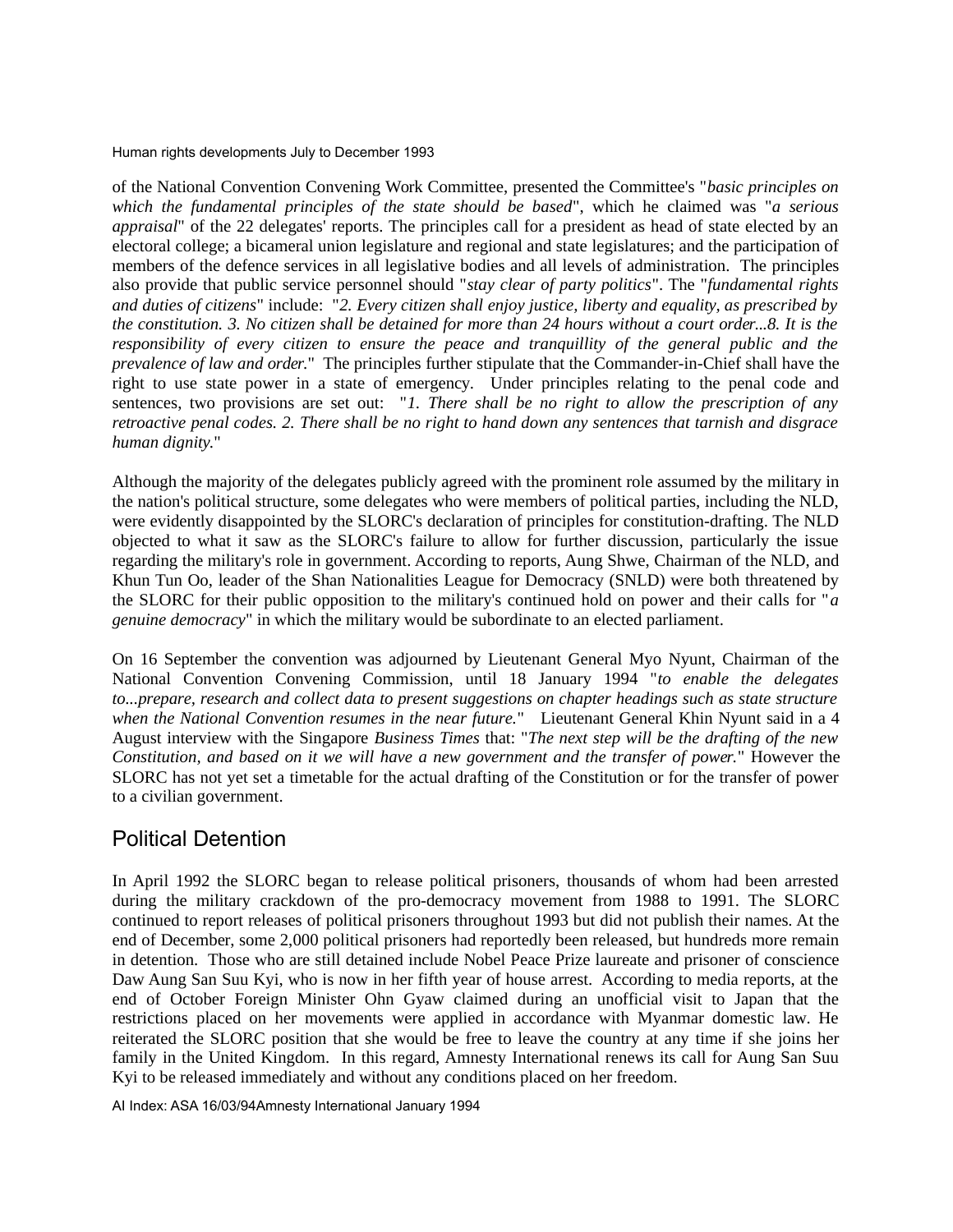of the National Convention Convening Work Committee, presented the Committee's "*basic principles on which the fundamental principles of the state should be based*", which he claimed was "*a serious appraisal*" of the 22 delegates' reports. The principles call for a president as head of state elected by an electoral college; a bicameral union legislature and regional and state legislatures; and the participation of members of the defence services in all legislative bodies and all levels of administration. The principles also provide that public service personnel should "*stay clear of party politics*". The "*fundamental rights and duties of citizens*" include: "*2. Every citizen shall enjoy justice, liberty and equality, as prescribed by the constitution. 3. No citizen shall be detained for more than 24 hours without a court order...8. It is the responsibility of every citizen to ensure the peace and tranquillity of the general public and the prevalence of law and order.*" The principles further stipulate that the Commander-in-Chief shall have the right to use state power in a state of emergency. Under principles relating to the penal code and sentences, two provisions are set out: "*1. There shall be no right to allow the prescription of any retroactive penal codes. 2. There shall be no right to hand down any sentences that tarnish and disgrace human dignity.*"

Although the majority of the delegates publicly agreed with the prominent role assumed by the military in the nation's political structure, some delegates who were members of political parties, including the NLD, were evidently disappointed by the SLORC's declaration of principles for constitution-drafting. The NLD objected to what it saw as the SLORC's failure to allow for further discussion, particularly the issue regarding the military's role in government. According to reports, Aung Shwe, Chairman of the NLD, and Khun Tun Oo, leader of the Shan Nationalities League for Democracy (SNLD) were both threatened by the SLORC for their public opposition to the military's continued hold on power and their calls for "*a genuine democracy*" in which the military would be subordinate to an elected parliament.

On 16 September the convention was adjourned by Lieutenant General Myo Nyunt, Chairman of the National Convention Convening Commission, until 18 January 1994 "*to enable the delegates to...prepare, research and collect data to present suggestions on chapter headings such as state structure when the National Convention resumes in the near future.*" Lieutenant General Khin Nyunt said in a 4 August interview with the Singapore *Business Times* that: "*The next step will be the drafting of the new Constitution, and based on it we will have a new government and the transfer of power.*" However the SLORC has not yet set a timetable for the actual drafting of the Constitution or for the transfer of power to a civilian government.

## Political Detention

In April 1992 the SLORC began to release political prisoners, thousands of whom had been arrested during the military crackdown of the pro-democracy movement from 1988 to 1991. The SLORC continued to report releases of political prisoners throughout 1993 but did not publish their names. At the end of December, some 2,000 political prisoners had reportedly been released, but hundreds more remain in detention. Those who are still detained include Nobel Peace Prize laureate and prisoner of conscience Daw Aung San Suu Kyi, who is now in her fifth year of house arrest. According to media reports, at the end of October Foreign Minister Ohn Gyaw claimed during an unofficial visit to Japan that the restrictions placed on her movements were applied in accordance with Myanmar domestic law. He reiterated the SLORC position that she would be free to leave the country at any time if she joins her family in the United Kingdom. In this regard, Amnesty International renews its call for Aung San Suu Kyi to be released immediately and without any conditions placed on her freedom.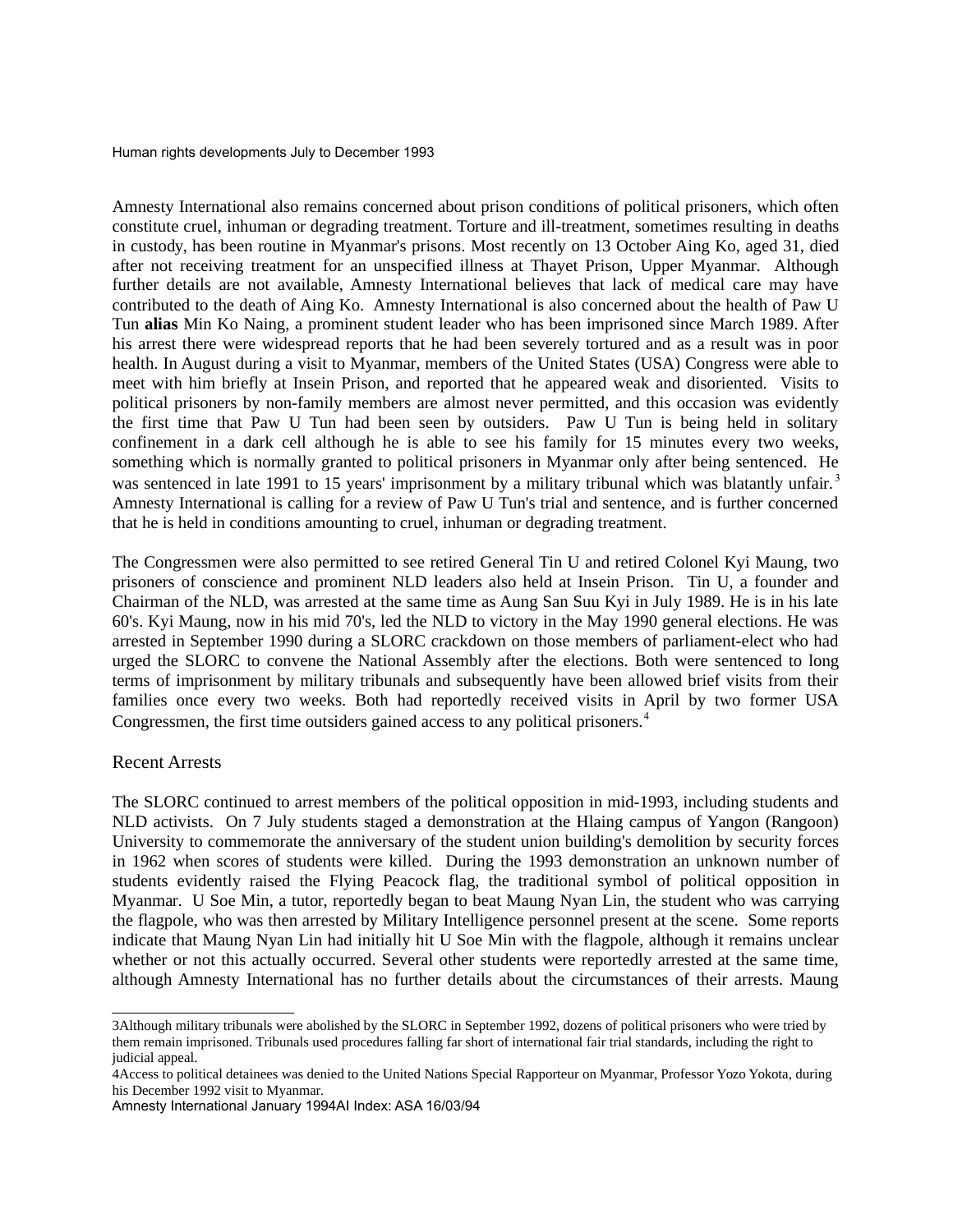Amnesty International also remains concerned about prison conditions of political prisoners, which often constitute cruel, inhuman or degrading treatment. Torture and ill-treatment, sometimes resulting in deaths in custody, has been routine in Myanmar's prisons. Most recently on 13 October Aing Ko, aged 31, died after not receiving treatment for an unspecified illness at Thayet Prison, Upper Myanmar. Although further details are not available, Amnesty International believes that lack of medical care may have contributed to the death of Aing Ko. Amnesty International is also concerned about the health of Paw U Tun **alias** Min Ko Naing, a prominent student leader who has been imprisoned since March 1989. After his arrest there were widespread reports that he had been severely tortured and as a result was in poor health. In August during a visit to Myanmar, members of the United States (USA) Congress were able to meet with him briefly at Insein Prison, and reported that he appeared weak and disoriented. Visits to political prisoners by non-family members are almost never permitted, and this occasion was evidently the first time that Paw U Tun had been seen by outsiders. Paw U Tun is being held in solitary confinement in a dark cell although he is able to see his family for 15 minutes every two weeks, something which is normally granted to political prisoners in Myanmar only after being sentenced. He was sentenced in late 1991 to 15 years' imprisonment by a military tribunal which was blatantly unfair.[3] Amnesty International is calling for a review of Paw U Tun's trial and sentence, and is further concerned that he is held in conditions amounting to cruel, inhuman or degrading treatment.

The Congressmen were also permitted to see retired General Tin U and retired Colonel Kyi Maung, two prisoners of conscience and prominent NLD leaders also held at Insein Prison. Tin U, a founder and Chairman of the NLD, was arrested at the same time as Aung San Suu Kyi in July 1989. He is in his late 60's. Kyi Maung, now in his mid 70's, led the NLD to victory in the May 1990 general elections. He was arrested in September 1990 during a SLORC crackdown on those members of parliament-elect who had urged the SLORC to convene the National Assembly after the elections. Both were sentenced to long terms of imprisonment by military tribunals and subsequently have been allowed brief visits from their families once every two weeks. Both had reportedly received visits in April by two former USA Congressmen, the first time outsiders gained access to any political prisoners.[4]

## Recent Arrests

The SLORC continued to arrest members of the political opposition in mid-1993, including students and NLD activists. On 7 July students staged a demonstration at the Hlaing campus of Yangon (Rangoon) University to commemorate the anniversary of the student union building's demolition by security forces in 1962 when scores of students were killed. During the 1993 demonstration an unknown number of students evidently raised the Flying Peacock flag, the traditional symbol of political opposition in Myanmar. U Soe Min, a tutor, reportedly began to beat Maung Nyan Lin, the student who was carrying the flagpole, who was then arrested by Military Intelligence personnel present at the scene. Some reports indicate that Maung Nyan Lin had initially hit U Soe Min with the flagpole, although it remains unclear whether or not this actually occurred. Several other students were reportedly arrested at the same time, although Amnesty International has no further details about the circumstances of their arrests. Maung

---

3Although military tribunals were abolished by the SLORC in September 1992, dozens of political prisoners who were tried by them remain imprisoned. Tribunals used procedures falling far short of international fair trial standards, including the right to judicial appeal.

4Access to political detainees was denied to the United Nations Special Rapporteur on Myanmar, Professor Yozo Yokota, during his December 1992 visit to Myanmar.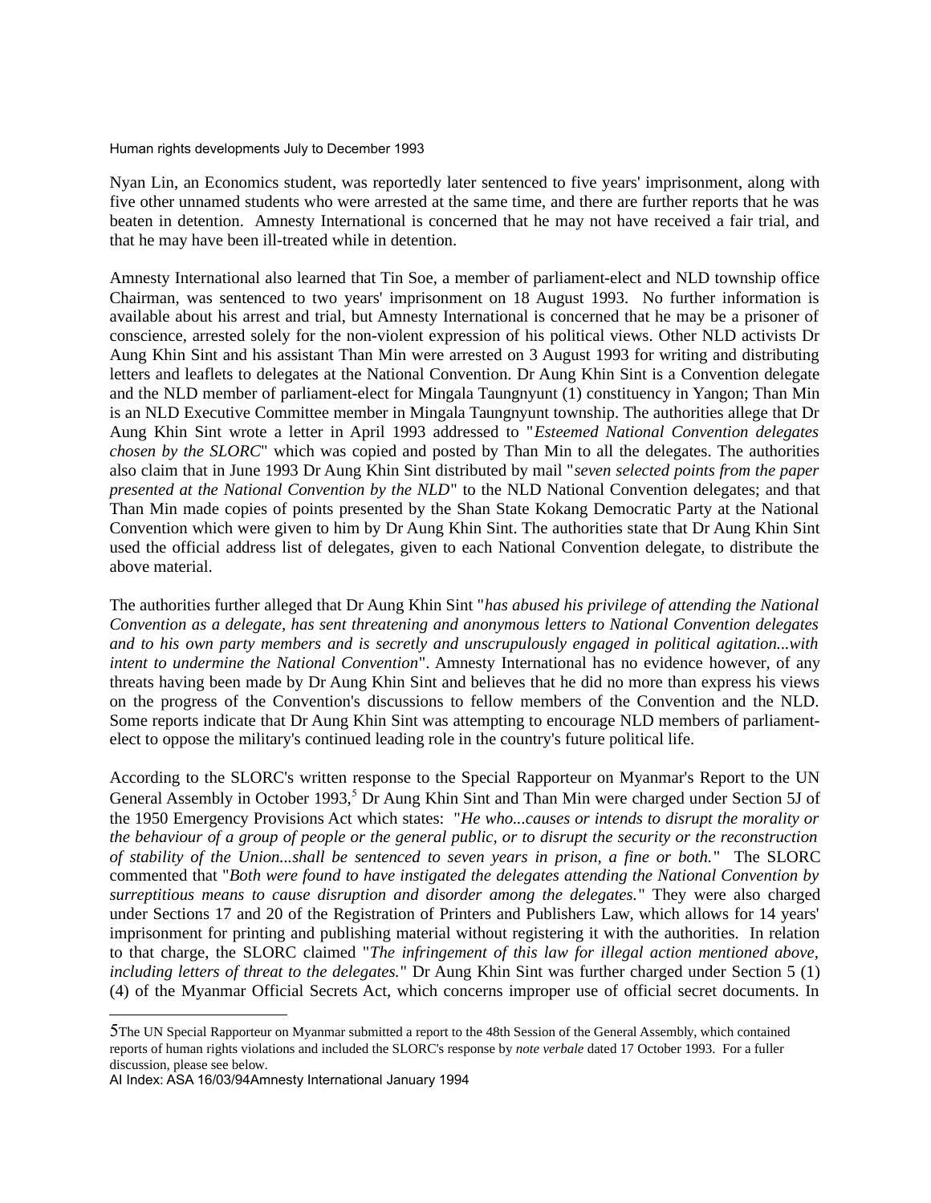Nyan Lin, an Economics student, was reportedly later sentenced to five years' imprisonment, along with five other unnamed students who were arrested at the same time, and there are further reports that he was beaten in detention. Amnesty International is concerned that he may not have received a fair trial, and that he may have been ill-treated while in detention.

Amnesty International also learned that Tin Soe, a member of parliament-elect and NLD township office Chairman, was sentenced to two years' imprisonment on 18 August 1993. No further information is available about his arrest and trial, but Amnesty International is concerned that he may be a prisoner of conscience, arrested solely for the non-violent expression of his political views. Other NLD activists Dr Aung Khin Sint and his assistant Than Min were arrested on 3 August 1993 for writing and distributing letters and leaflets to delegates at the National Convention. Dr Aung Khin Sint is a Convention delegate and the NLD member of parliament-elect for Mingala Taungnyunt (1) constituency in Yangon; Than Min is an NLD Executive Committee member in Mingala Taungnyunt township. The authorities allege that Dr Aung Khin Sint wrote a letter in April 1993 addressed to "*Esteemed National Convention delegates chosen by the SLORC*" which was copied and posted by Than Min to all the delegates. The authorities also claim that in June 1993 Dr Aung Khin Sint distributed by mail "*seven selected points from the paper presented at the National Convention by the NLD*" to the NLD National Convention delegates; and that Than Min made copies of points presented by the Shan State Kokang Democratic Party at the National Convention which were given to him by Dr Aung Khin Sint. The authorities state that Dr Aung Khin Sint used the official address list of delegates, given to each National Convention delegate, to distribute the above material.

The authorities further alleged that Dr Aung Khin Sint "*has abused his privilege of attending the National Convention as a delegate, has sent threatening and anonymous letters to National Convention delegates and to his own party members and is secretly and unscrupulously engaged in political agitation...with intent to undermine the National Convention*". Amnesty International has no evidence however, of any threats having been made by Dr Aung Khin Sint and believes that he did no more than express his views on the progress of the Convention's discussions to fellow members of the Convention and the NLD. Some reports indicate that Dr Aung Khin Sint was attempting to encourage NLD members of parliament-elect to oppose the military's continued leading role in the country's future political life.

According to the SLORC's written response to the Special Rapporteur on Myanmar's Report to the UN General Assembly in October 1993,[5] Dr Aung Khin Sint and Than Min were charged under Section 5J of the 1950 Emergency Provisions Act which states: "*He who...causes or intends to disrupt the morality or the behaviour of a group of people or the general public, or to disrupt the security or the reconstruction of stability of the Union...shall be sentenced to seven years in prison, a fine or both.*" The SLORC commented that "*Both were found to have instigated the delegates attending the National Convention by surreptitious means to cause disruption and disorder among the delegates.*" They were also charged under Sections 17 and 20 of the Registration of Printers and Publishers Law, which allows for 14 years' imprisonment for printing and publishing material without registering it with the authorities. In relation to that charge, the SLORC claimed "*The infringement of this law for illegal action mentioned above, including letters of threat to the delegates.*" Dr Aung Khin Sint was further charged under Section 5 (1) (4) of the Myanmar Official Secrets Act, which concerns improper use of official secret documents. In

[5] The UN Special Rapporteur on Myanmar submitted a report to the 48th Session of the General Assembly, which contained reports of human rights violations and included the SLORC's response by *note verbale* dated 17 October 1993. For a fuller discussion, please see below.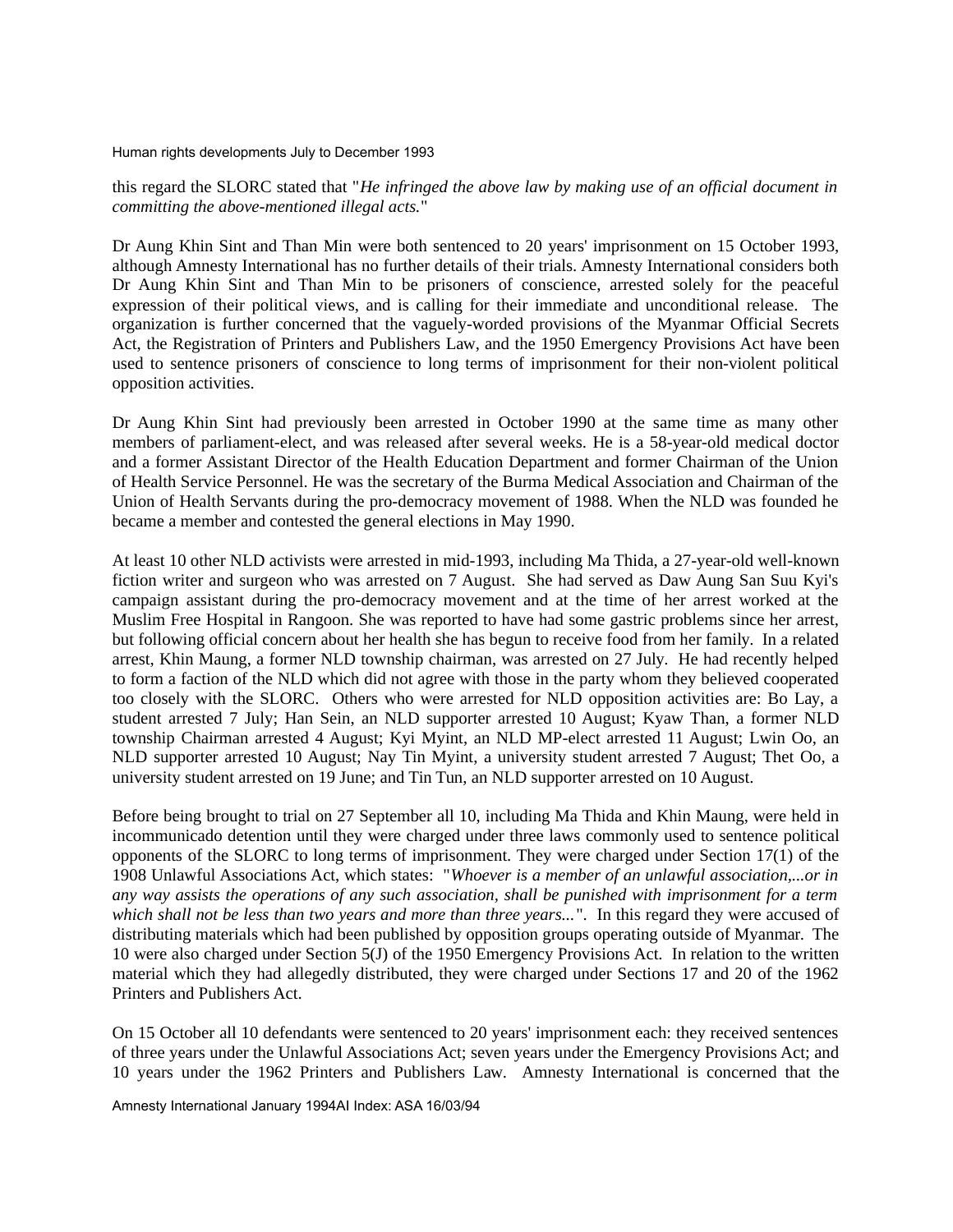this regard the SLORC stated that "*He infringed the above law by making use of an official document in committing the above-mentioned illegal acts.*"

Dr Aung Khin Sint and Than Min were both sentenced to 20 years' imprisonment on 15 October 1993, although Amnesty International has no further details of their trials. Amnesty International considers both Dr Aung Khin Sint and Than Min to be prisoners of conscience, arrested solely for the peaceful expression of their political views, and is calling for their immediate and unconditional release. The organization is further concerned that the vaguely-worded provisions of the Myanmar Official Secrets Act, the Registration of Printers and Publishers Law, and the 1950 Emergency Provisions Act have been used to sentence prisoners of conscience to long terms of imprisonment for their non-violent political opposition activities.

Dr Aung Khin Sint had previously been arrested in October 1990 at the same time as many other members of parliament-elect, and was released after several weeks. He is a 58-year-old medical doctor and a former Assistant Director of the Health Education Department and former Chairman of the Union of Health Service Personnel. He was the secretary of the Burma Medical Association and Chairman of the Union of Health Servants during the pro-democracy movement of 1988. When the NLD was founded he became a member and contested the general elections in May 1990.

At least 10 other NLD activists were arrested in mid-1993, including Ma Thida, a 27-year-old well-known fiction writer and surgeon who was arrested on 7 August. She had served as Daw Aung San Suu Kyi's campaign assistant during the pro-democracy movement and at the time of her arrest worked at the Muslim Free Hospital in Rangoon. She was reported to have had some gastric problems since her arrest, but following official concern about her health she has begun to receive food from her family. In a related arrest, Khin Maung, a former NLD township chairman, was arrested on 27 July. He had recently helped to form a faction of the NLD which did not agree with those in the party whom they believed cooperated too closely with the SLORC. Others who were arrested for NLD opposition activities are: Bo Lay, a student arrested 7 July; Han Sein, an NLD supporter arrested 10 August; Kyaw Than, a former NLD township Chairman arrested 4 August; Kyi Myint, an NLD MP-elect arrested 11 August; Lwin Oo, an NLD supporter arrested 10 August; Nay Tin Myint, a university student arrested 7 August; Thet Oo, a university student arrested on 19 June; and Tin Tun, an NLD supporter arrested on 10 August.

Before being brought to trial on 27 September all 10, including Ma Thida and Khin Maung, were held in incommunicado detention until they were charged under three laws commonly used to sentence political opponents of the SLORC to long terms of imprisonment. They were charged under Section 17(1) of the 1908 Unlawful Associations Act, which states: "*Whoever is a member of an unlawful association,...or in any way assists the operations of any such association, shall be punished with imprisonment for a term which shall not be less than two years and more than three years...*". In this regard they were accused of distributing materials which had been published by opposition groups operating outside of Myanmar. The 10 were also charged under Section 5(J) of the 1950 Emergency Provisions Act. In relation to the written material which they had allegedly distributed, they were charged under Sections 17 and 20 of the 1962 Printers and Publishers Act.

On 15 October all 10 defendants were sentenced to 20 years' imprisonment each: they received sentences of three years under the Unlawful Associations Act; seven years under the Emergency Provisions Act; and 10 years under the 1962 Printers and Publishers Law. Amnesty International is concerned that the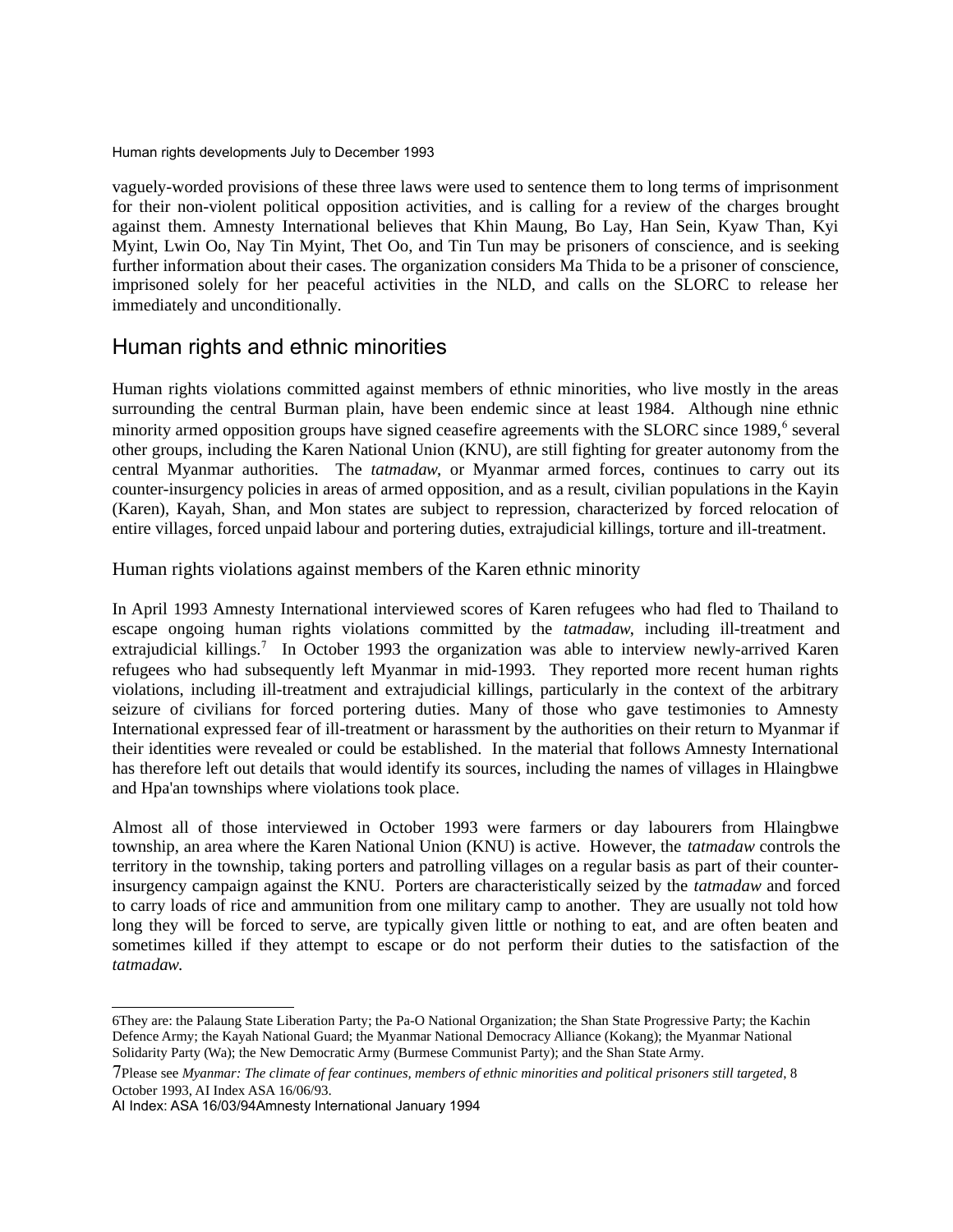vaguely-worded provisions of these three laws were used to sentence them to long terms of imprisonment for their non-violent political opposition activities, and is calling for a review of the charges brought against them. Amnesty International believes that Khin Maung, Bo Lay, Han Sein, Kyaw Than, Kyi Myint, Lwin Oo, Nay Tin Myint, Thet Oo, and Tin Tun may be prisoners of conscience, and is seeking further information about their cases. The organization considers Ma Thida to be a prisoner of conscience, imprisoned solely for her peaceful activities in the NLD, and calls on the SLORC to release her immediately and unconditionally.

## Human rights and ethnic minorities

Human rights violations committed against members of ethnic minorities, who live mostly in the areas surrounding the central Burman plain, have been endemic since at least 1984. Although nine ethnic minority armed opposition groups have signed ceasefire agreements with the SLORC since 1989,[6] several other groups, including the Karen National Union (KNU), are still fighting for greater autonomy from the central Myanmar authorities. The *tatmadaw*, or Myanmar armed forces, continues to carry out its counter-insurgency policies in areas of armed opposition, and as a result, civilian populations in the Kayin (Karen), Kayah, Shan, and Mon states are subject to repression, characterized by forced relocation of entire villages, forced unpaid labour and portering duties, extrajudicial killings, torture and ill-treatment.

### Human rights violations against members of the Karen ethnic minority

In April 1993 Amnesty International interviewed scores of Karen refugees who had fled to Thailand to escape ongoing human rights violations committed by the *tatmadaw*, including ill-treatment and extrajudicial killings.[7] In October 1993 the organization was able to interview newly-arrived Karen refugees who had subsequently left Myanmar in mid-1993. They reported more recent human rights violations, including ill-treatment and extrajudicial killings, particularly in the context of the arbitrary seizure of civilians for forced portering duties. Many of those who gave testimonies to Amnesty International expressed fear of ill-treatment or harassment by the authorities on their return to Myanmar if their identities were revealed or could be established. In the material that follows Amnesty International has therefore left out details that would identify its sources, including the names of villages in Hlaingbwe and Hpa'an townships where violations took place.

Almost all of those interviewed in October 1993 were farmers or day labourers from Hlaingbwe township, an area where the Karen National Union (KNU) is active. However, the *tatmadaw* controls the territory in the township, taking porters and patrolling villages on a regular basis as part of their counter-insurgency campaign against the KNU. Porters are characteristically seized by the *tatmadaw* and forced to carry loads of rice and ammunition from one military camp to another. They are usually not told how long they will be forced to serve, are typically given little or nothing to eat, and are often beaten and sometimes killed if they attempt to escape or do not perform their duties to the satisfaction of the *tatmadaw.*

---

6They are: the Palaung State Liberation Party; the Pa-O National Organization; the Shan State Progressive Party; the Kachin Defence Army; the Kayah National Guard; the Myanmar National Democracy Alliance (Kokang); the Myanmar National Solidarity Party (Wa); the New Democratic Army (Burmese Communist Party); and the Shan State Army.

7Please see *Myanmar: The climate of fear continues, members of ethnic minorities and political prisoners still targeted*, 8 October 1993, AI Index ASA 16/06/93.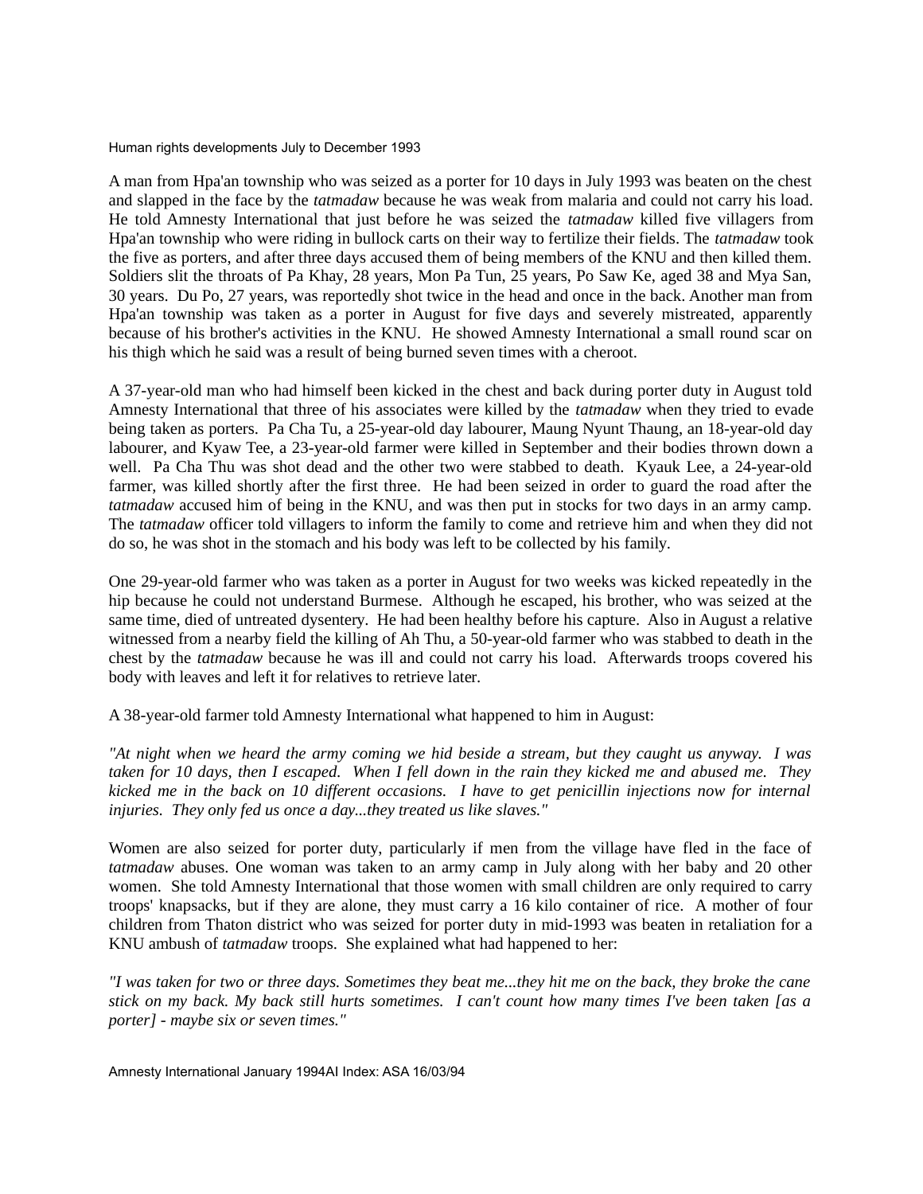A man from Hpa'an township who was seized as a porter for 10 days in July 1993 was beaten on the chest and slapped in the face by the *tatmadaw* because he was weak from malaria and could not carry his load. He told Amnesty International that just before he was seized the *tatmadaw* killed five villagers from Hpa'an township who were riding in bullock carts on their way to fertilize their fields. The *tatmadaw* took the five as porters, and after three days accused them of being members of the KNU and then killed them. Soldiers slit the throats of Pa Khay, 28 years, Mon Pa Tun, 25 years, Po Saw Ke, aged 38 and Mya San, 30 years. Du Po, 27 years, was reportedly shot twice in the head and once in the back. Another man from Hpa'an township was taken as a porter in August for five days and severely mistreated, apparently because of his brother's activities in the KNU. He showed Amnesty International a small round scar on his thigh which he said was a result of being burned seven times with a cheroot.

A 37-year-old man who had himself been kicked in the chest and back during porter duty in August told Amnesty International that three of his associates were killed by the *tatmadaw* when they tried to evade being taken as porters. Pa Cha Tu, a 25-year-old day labourer, Maung Nyunt Thaung, an 18-year-old day labourer, and Kyaw Tee, a 23-year-old farmer were killed in September and their bodies thrown down a well. Pa Cha Thu was shot dead and the other two were stabbed to death. Kyauk Lee, a 24-year-old farmer, was killed shortly after the first three. He had been seized in order to guard the road after the *tatmadaw* accused him of being in the KNU, and was then put in stocks for two days in an army camp. The *tatmadaw* officer told villagers to inform the family to come and retrieve him and when they did not do so, he was shot in the stomach and his body was left to be collected by his family.

One 29-year-old farmer who was taken as a porter in August for two weeks was kicked repeatedly in the hip because he could not understand Burmese. Although he escaped, his brother, who was seized at the same time, died of untreated dysentery. He had been healthy before his capture. Also in August a relative witnessed from a nearby field the killing of Ah Thu, a 50-year-old farmer who was stabbed to death in the chest by the *tatmadaw* because he was ill and could not carry his load. Afterwards troops covered his body with leaves and left it for relatives to retrieve later.

A 38-year-old farmer told Amnesty International what happened to him in August:

*"At night when we heard the army coming we hid beside a stream, but they caught us anyway. I was taken for 10 days, then I escaped. When I fell down in the rain they kicked me and abused me. They kicked me in the back on 10 different occasions. I have to get penicillin injections now for internal injuries. They only fed us once a day...they treated us like slaves."*

Women are also seized for porter duty, particularly if men from the village have fled in the face of *tatmadaw* abuses. One woman was taken to an army camp in July along with her baby and 20 other women. She told Amnesty International that those women with small children are only required to carry troops' knapsacks, but if they are alone, they must carry a 16 kilo container of rice. A mother of four children from Thaton district who was seized for porter duty in mid-1993 was beaten in retaliation for a KNU ambush of *tatmadaw* troops. She explained what had happened to her:

*"I was taken for two or three days. Sometimes they beat me...they hit me on the back, they broke the cane stick on my back. My back still hurts sometimes. I can't count how many times I've been taken [as a porter] - maybe six or seven times."*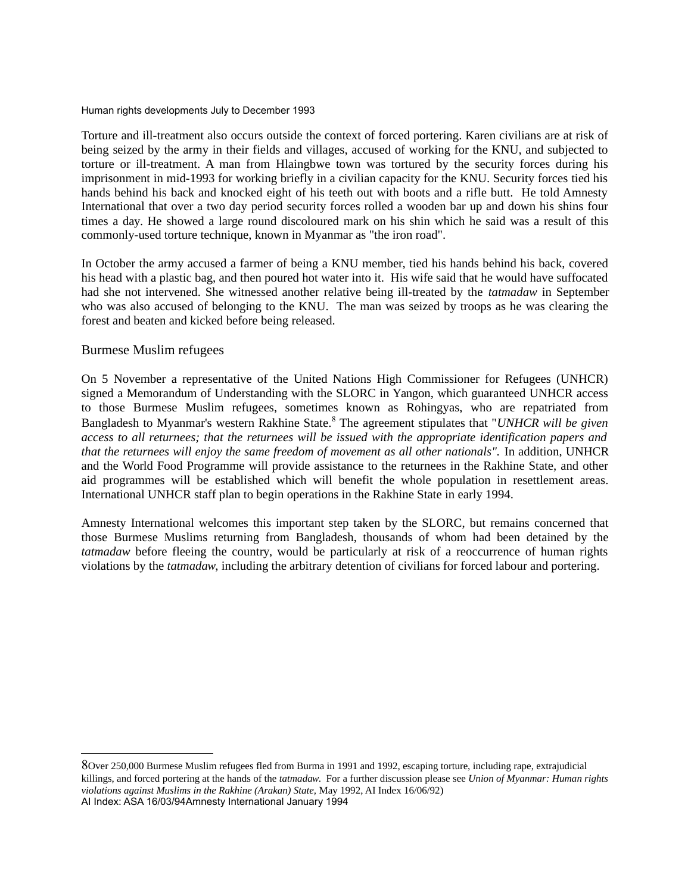Torture and ill-treatment also occurs outside the context of forced portering. Karen civilians are at risk of being seized by the army in their fields and villages, accused of working for the KNU, and subjected to torture or ill-treatment. A man from Hlaingbwe town was tortured by the security forces during his imprisonment in mid-1993 for working briefly in a civilian capacity for the KNU. Security forces tied his hands behind his back and knocked eight of his teeth out with boots and a rifle butt. He told Amnesty International that over a two day period security forces rolled a wooden bar up and down his shins four times a day. He showed a large round discoloured mark on his shin which he said was a result of this commonly-used torture technique, known in Myanmar as "the iron road".

In October the army accused a farmer of being a KNU member, tied his hands behind his back, covered his head with a plastic bag, and then poured hot water into it. His wife said that he would have suffocated had she not intervened. She witnessed another relative being ill-treated by the *tatmadaw* in September who was also accused of belonging to the KNU. The man was seized by troops as he was clearing the forest and beaten and kicked before being released.

## Burmese Muslim refugees

On 5 November a representative of the United Nations High Commissioner for Refugees (UNHCR) signed a Memorandum of Understanding with the SLORC in Yangon, which guaranteed UNHCR access to those Burmese Muslim refugees, sometimes known as Rohingyas, who are repatriated from Bangladesh to Myanmar's western Rakhine State.[8] The agreement stipulates that "*UNHCR will be given access to all returnees; that the returnees will be issued with the appropriate identification papers and that the returnees will enjoy the same freedom of movement as all other nationals".* In addition, UNHCR and the World Food Programme will provide assistance to the returnees in the Rakhine State, and other aid programmes will be established which will benefit the whole population in resettlement areas. International UNHCR staff plan to begin operations in the Rakhine State in early 1994.

Amnesty International welcomes this important step taken by the SLORC, but remains concerned that those Burmese Muslims returning from Bangladesh, thousands of whom had been detained by the *tatmadaw* before fleeing the country, would be particularly at risk of a reoccurrence of human rights violations by the *tatmadaw*, including the arbitrary detention of civilians for forced labour and portering.

---

[8] Over 250,000 Burmese Muslim refugees fled from Burma in 1991 and 1992, escaping torture, including rape, extrajudicial killings, and forced portering at the hands of the *tatmadaw*. For a further discussion please see *Union of Myanmar: Human rights violations against Muslims in the Rakhine (Arakan) State,* May 1992, AI Index 16/06/92)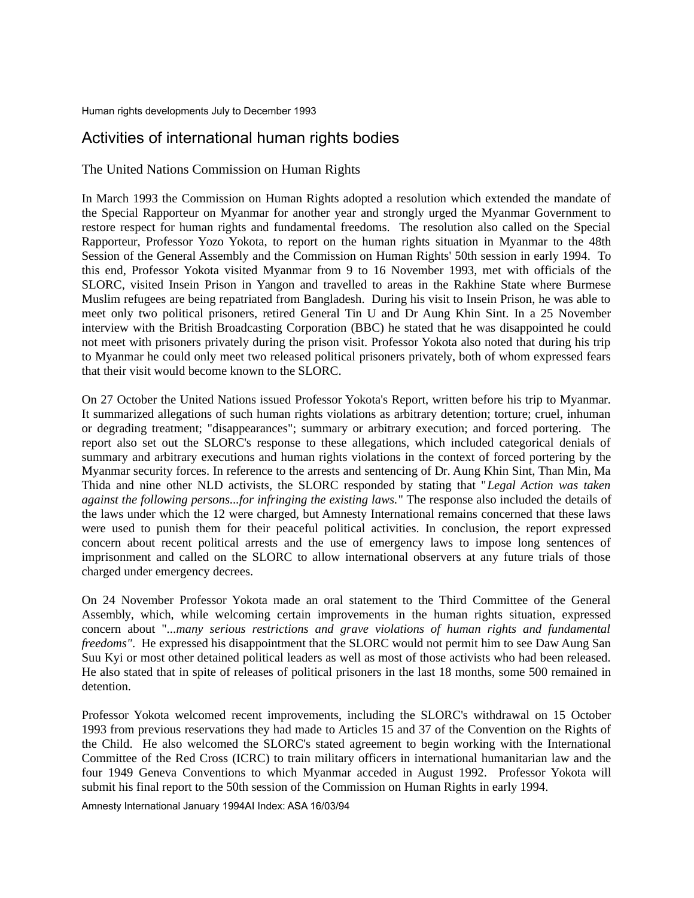Human rights developments July to December 1993

## Activities of international human rights bodies

### The United Nations Commission on Human Rights

In March 1993 the Commission on Human Rights adopted a resolution which extended the mandate of the Special Rapporteur on Myanmar for another year and strongly urged the Myanmar Government to restore respect for human rights and fundamental freedoms. The resolution also called on the Special Rapporteur, Professor Yozo Yokota, to report on the human rights situation in Myanmar to the 48th Session of the General Assembly and the Commission on Human Rights' 50th session in early 1994. To this end, Professor Yokota visited Myanmar from 9 to 16 November 1993, met with officials of the SLORC, visited Insein Prison in Yangon and travelled to areas in the Rakhine State where Burmese Muslim refugees are being repatriated from Bangladesh. During his visit to Insein Prison, he was able to meet only two political prisoners, retired General Tin U and Dr Aung Khin Sint. In a 25 November interview with the British Broadcasting Corporation (BBC) he stated that he was disappointed he could not meet with prisoners privately during the prison visit. Professor Yokota also noted that during his trip to Myanmar he could only meet two released political prisoners privately, both of whom expressed fears that their visit would become known to the SLORC.

On 27 October the United Nations issued Professor Yokota's Report, written before his trip to Myanmar. It summarized allegations of such human rights violations as arbitrary detention; torture; cruel, inhuman or degrading treatment; "disappearances"; summary or arbitrary execution; and forced portering. The report also set out the SLORC's response to these allegations, which included categorical denials of summary and arbitrary executions and human rights violations in the context of forced portering by the Myanmar security forces. In reference to the arrests and sentencing of Dr. Aung Khin Sint, Than Min, Ma Thida and nine other NLD activists, the SLORC responded by stating that "*Legal Action was taken against the following persons...for infringing the existing laws.*" The response also included the details of the laws under which the 12 were charged, but Amnesty International remains concerned that these laws were used to punish them for their peaceful political activities. In conclusion, the report expressed concern about recent political arrests and the use of emergency laws to impose long sentences of imprisonment and called on the SLORC to allow international observers at any future trials of those charged under emergency decrees.

On 24 November Professor Yokota made an oral statement to the Third Committee of the General Assembly, which, while welcoming certain improvements in the human rights situation, expressed concern about "*...many serious restrictions and grave violations of human rights and fundamental freedoms"*. He expressed his disappointment that the SLORC would not permit him to see Daw Aung San Suu Kyi or most other detained political leaders as well as most of those activists who had been released. He also stated that in spite of releases of political prisoners in the last 18 months, some 500 remained in detention.

Professor Yokota welcomed recent improvements, including the SLORC's withdrawal on 15 October 1993 from previous reservations they had made to Articles 15 and 37 of the Convention on the Rights of the Child. He also welcomed the SLORC's stated agreement to begin working with the International Committee of the Red Cross (ICRC) to train military officers in international humanitarian law and the four 1949 Geneva Conventions to which Myanmar acceded in August 1992. Professor Yokota will submit his final report to the 50th session of the Commission on Human Rights in early 1994.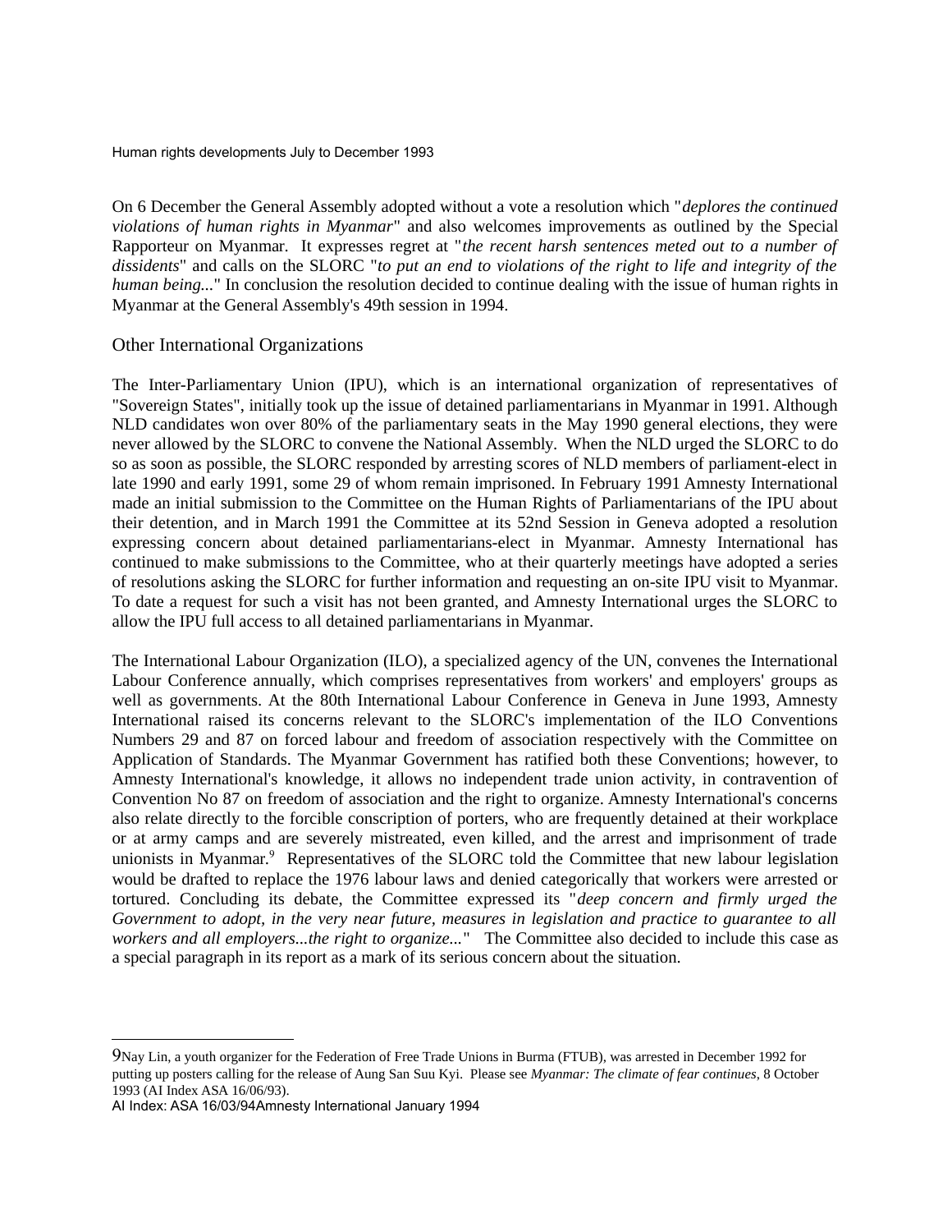On 6 December the General Assembly adopted without a vote a resolution which "*deplores the continued violations of human rights in Myanmar*" and also welcomes improvements as outlined by the Special Rapporteur on Myanmar. It expresses regret at "*the recent harsh sentences meted out to a number of dissidents*" and calls on the SLORC "*to put an end to violations of the right to life and integrity of the human being...*" In conclusion the resolution decided to continue dealing with the issue of human rights in Myanmar at the General Assembly's 49th session in 1994.

## Other International Organizations

The Inter-Parliamentary Union (IPU), which is an international organization of representatives of "Sovereign States", initially took up the issue of detained parliamentarians in Myanmar in 1991. Although NLD candidates won over 80% of the parliamentary seats in the May 1990 general elections, they were never allowed by the SLORC to convene the National Assembly. When the NLD urged the SLORC to do so as soon as possible, the SLORC responded by arresting scores of NLD members of parliament-elect in late 1990 and early 1991, some 29 of whom remain imprisoned. In February 1991 Amnesty International made an initial submission to the Committee on the Human Rights of Parliamentarians of the IPU about their detention, and in March 1991 the Committee at its 52nd Session in Geneva adopted a resolution expressing concern about detained parliamentarians-elect in Myanmar. Amnesty International has continued to make submissions to the Committee, who at their quarterly meetings have adopted a series of resolutions asking the SLORC for further information and requesting an on-site IPU visit to Myanmar. To date a request for such a visit has not been granted, and Amnesty International urges the SLORC to allow the IPU full access to all detained parliamentarians in Myanmar.

The International Labour Organization (ILO), a specialized agency of the UN, convenes the International Labour Conference annually, which comprises representatives from workers' and employers' groups as well as governments. At the 80th International Labour Conference in Geneva in June 1993, Amnesty International raised its concerns relevant to the SLORC's implementation of the ILO Conventions Numbers 29 and 87 on forced labour and freedom of association respectively with the Committee on Application of Standards. The Myanmar Government has ratified both these Conventions; however, to Amnesty International's knowledge, it allows no independent trade union activity, in contravention of Convention No 87 on freedom of association and the right to organize. Amnesty International's concerns also relate directly to the forcible conscription of porters, who are frequently detained at their workplace or at army camps and are severely mistreated, even killed, and the arrest and imprisonment of trade unionists in Myanmar.[9] Representatives of the SLORC told the Committee that new labour legislation would be drafted to replace the 1976 labour laws and denied categorically that workers were arrested or tortured. Concluding its debate, the Committee expressed its "*deep concern and firmly urged the Government to adopt, in the very near future, measures in legislation and practice to guarantee to all workers and all employers...the right to organize...*" The Committee also decided to include this case as a special paragraph in its report as a mark of its serious concern about the situation.

---

[9] Nay Lin, a youth organizer for the Federation of Free Trade Unions in Burma (FTUB), was arrested in December 1992 for putting up posters calling for the release of Aung San Suu Kyi. Please see *Myanmar: The climate of fear continues*, 8 October 1993 (AI Index ASA 16/06/93).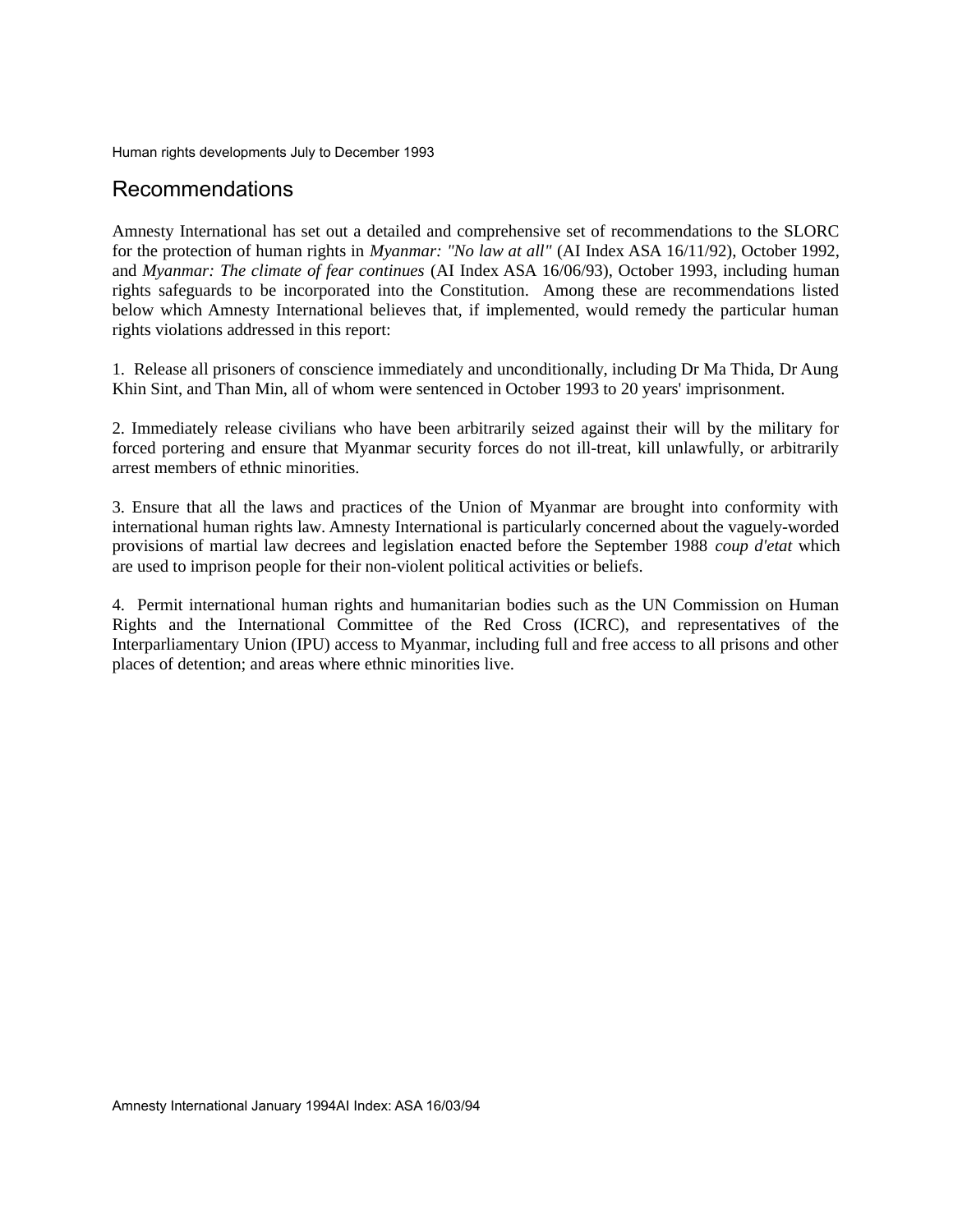## Recommendations

Amnesty International has set out a detailed and comprehensive set of recommendations to the SLORC for the protection of human rights in *Myanmar: "No law at all"* (AI Index ASA 16/11/92), October 1992, and *Myanmar: The climate of fear continues* (AI Index ASA 16/06/93), October 1993, including human rights safeguards to be incorporated into the Constitution. Among these are recommendations listed below which Amnesty International believes that, if implemented, would remedy the particular human rights violations addressed in this report:

1. Release all prisoners of conscience immediately and unconditionally, including Dr Ma Thida, Dr Aung Khin Sint, and Than Min, all of whom were sentenced in October 1993 to 20 years' imprisonment.

2. Immediately release civilians who have been arbitrarily seized against their will by the military for forced portering and ensure that Myanmar security forces do not ill-treat, kill unlawfully, or arbitrarily arrest members of ethnic minorities.

3. Ensure that all the laws and practices of the Union of Myanmar are brought into conformity with international human rights law. Amnesty International is particularly concerned about the vaguely-worded provisions of martial law decrees and legislation enacted before the September 1988 *coup d'etat* which are used to imprison people for their non-violent political activities or beliefs.

4. Permit international human rights and humanitarian bodies such as the UN Commission on Human Rights and the International Committee of the Red Cross (ICRC), and representatives of the Interparliamentary Union (IPU) access to Myanmar, including full and free access to all prisons and other places of detention; and areas where ethnic minorities live.